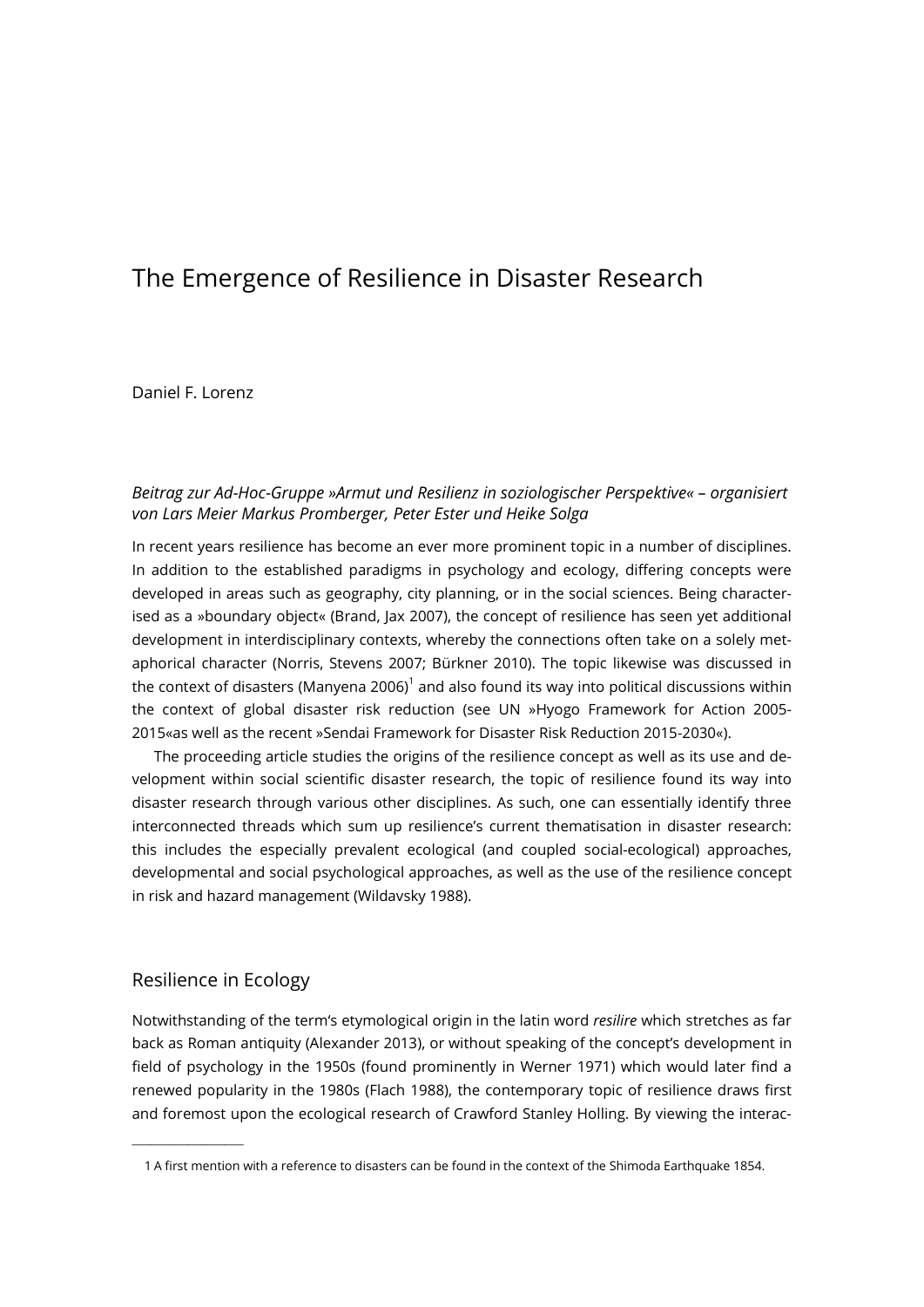# The Emergence of Resilience in Disaster Research

Daniel F. Lorenz

*Beitrag zur Ad-Hoc-Gruppe »Armut und Resilienz in soziologischer Perspektive« – organisiert von Lars Meier Markus Promberger, Peter Ester und Heike Solga*

In recent years resilience has become an ever more prominent topic in a number of disciplines. In addition to the established paradigms in psychology and ecology, differing concepts were developed in areas such as geography, city planning, or in the social sciences. Being characterised as a »boundary object« (Brand, Jax 2007), the concept of resilience has seen yet additional development in interdisciplinary contexts, whereby the connections often take on a solely metaphorical character (Norris, Stevens 2007; Bürkner 2010). The topic likewise was discussed in the context of disasters (Manyena 2006)[1] and also found its way into political discussions within the context of global disaster risk reduction (see UN »Hyogo Framework for Action 2005-2015«as well as the recent »Sendai Framework for Disaster Risk Reduction 2015-2030«).

The proceeding article studies the origins of the resilience concept as well as its use and development within social scientific disaster research, the topic of resilience found its way into disaster research through various other disciplines. As such, one can essentially identify three interconnected threads which sum up resilience's current thematisation in disaster research: this includes the especially prevalent ecological (and coupled social-ecological) approaches, developmental and social psychological approaches, as well as the use of the resilience concept in risk and hazard management (Wildavsky 1988).

## Resilience in Ecology

Notwithstanding of the term's etymological origin in the latin word *resilire* which stretches as far back as Roman antiquity (Alexander 2013), or without speaking of the concept's development in field of psychology in the 1950s (found prominently in Werner 1971) which would later find a renewed popularity in the 1980s (Flach 1988), the contemporary topic of resilience draws first and foremost upon the ecological research of Crawford Stanley Holling. By viewing the interac-

---

1 A first mention with a reference to disasters can be found in the context of the Shimoda Earthquake 1854.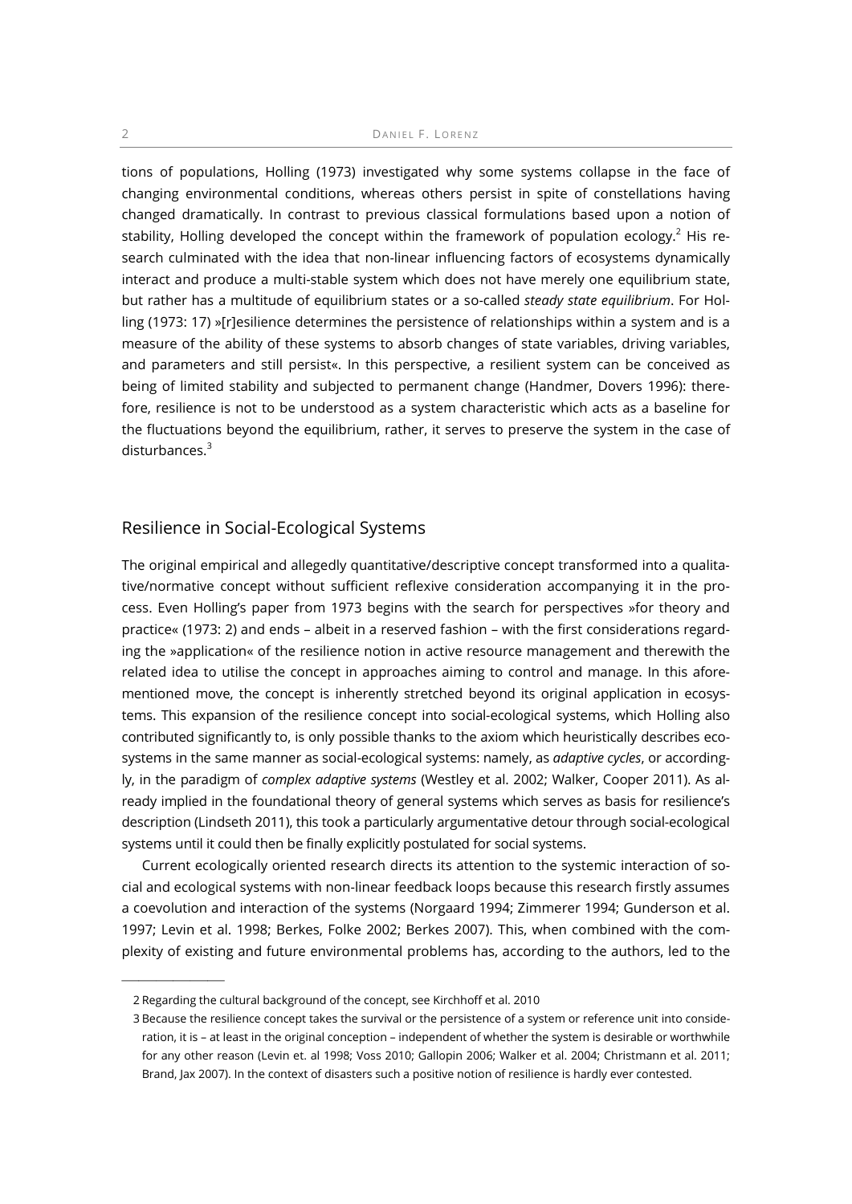tions of populations, Holling (1973) investigated why some systems collapse in the face of changing environmental conditions, whereas others persist in spite of constellations having changed dramatically. In contrast to previous classical formulations based upon a notion of stability, Holling developed the concept within the framework of population ecology.[2] His research culminated with the idea that non-linear influencing factors of ecosystems dynamically interact and produce a multi-stable system which does not have merely one equilibrium state, but rather has a multitude of equilibrium states or a so-called *steady state equilibrium*. For Holling (1973: 17) »[r]esilience determines the persistence of relationships within a system and is a measure of the ability of these systems to absorb changes of state variables, driving variables, and parameters and still persist«. In this perspective, a resilient system can be conceived as being of limited stability and subjected to permanent change (Handmer, Dovers 1996): therefore, resilience is not to be understood as a system characteristic which acts as a baseline for the fluctuations beyond the equilibrium, rather, it serves to preserve the system in the case of disturbances.[3]

## Resilience in Social-Ecological Systems

The original empirical and allegedly quantitative/descriptive concept transformed into a qualitative/normative concept without sufficient reflexive consideration accompanying it in the process. Even Holling's paper from 1973 begins with the search for perspectives »for theory and practice« (1973: 2) and ends – albeit in a reserved fashion – with the first considerations regarding the »application« of the resilience notion in active resource management and therewith the related idea to utilise the concept in approaches aiming to control and manage. In this aforementioned move, the concept is inherently stretched beyond its original application in ecosystems. This expansion of the resilience concept into social-ecological systems, which Holling also contributed significantly to, is only possible thanks to the axiom which heuristically describes ecosystems in the same manner as social-ecological systems: namely, as *adaptive cycles*, or accordingly, in the paradigm of *complex adaptive systems* (Westley et al. 2002; Walker, Cooper 2011). As already implied in the foundational theory of general systems which serves as basis for resilience's description (Lindseth 2011), this took a particularly argumentative detour through social-ecological systems until it could then be finally explicitly postulated for social systems.

Current ecologically oriented research directs its attention to the systemic interaction of social and ecological systems with non-linear feedback loops because this research firstly assumes a coevolution and interaction of the systems (Norgaard 1994; Zimmerer 1994; Gunderson et al. 1997; Levin et al. 1998; Berkes, Folke 2002; Berkes 2007). This, when combined with the complexity of existing and future environmental problems has, according to the authors, led to the

---

2 Regarding the cultural background of the concept, see Kirchhoff et al. 2010

3 Because the resilience concept takes the survival or the persistence of a system or reference unit into consideration, it is – at least in the original conception – independent of whether the system is desirable or worthwhile for any other reason (Levin et. al 1998; Voss 2010; Gallopin 2006; Walker et al. 2004; Christmann et al. 2011; Brand, Jax 2007). In the context of disasters such a positive notion of resilience is hardly ever contested.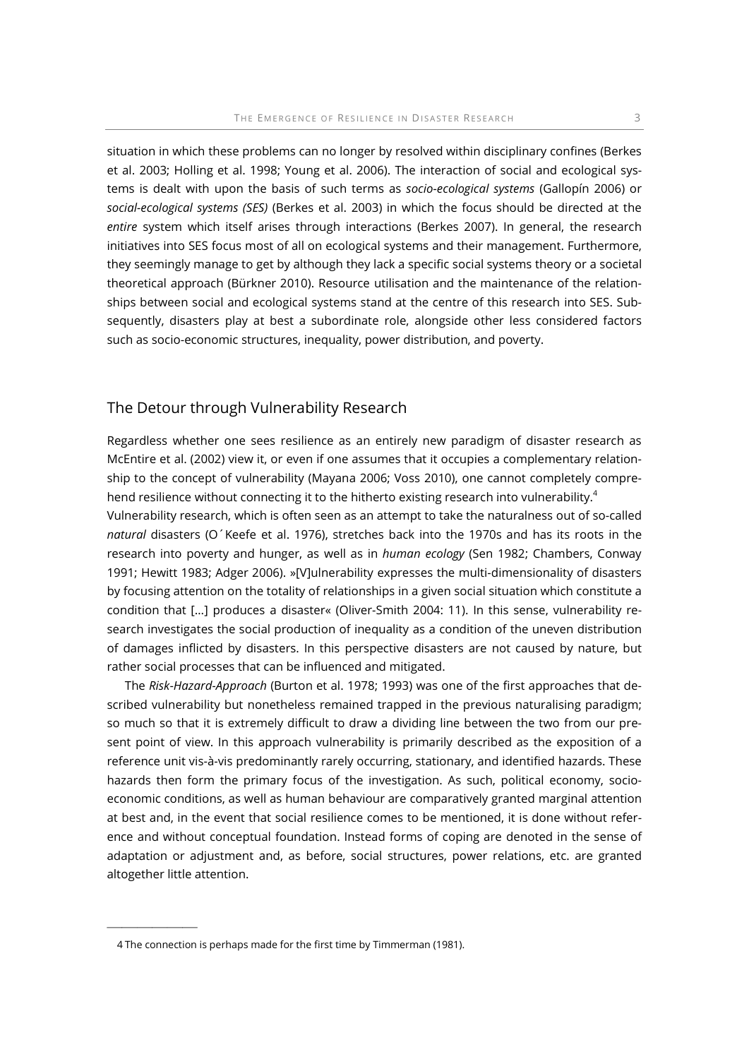situation in which these problems can no longer by resolved within disciplinary confines (Berkes et al. 2003; Holling et al. 1998; Young et al. 2006). The interaction of social and ecological systems is dealt with upon the basis of such terms as *socio-ecological systems* (Gallopín 2006) or *social-ecological systems (SES)* (Berkes et al. 2003) in which the focus should be directed at the *entire* system which itself arises through interactions (Berkes 2007). In general, the research initiatives into SES focus most of all on ecological systems and their management. Furthermore, they seemingly manage to get by although they lack a specific social systems theory or a societal theoretical approach (Bürkner 2010). Resource utilisation and the maintenance of the relationships between social and ecological systems stand at the centre of this research into SES. Subsequently, disasters play at best a subordinate role, alongside other less considered factors such as socio-economic structures, inequality, power distribution, and poverty.

## The Detour through Vulnerability Research

Regardless whether one sees resilience as an entirely new paradigm of disaster research as McEntire et al. (2002) view it, or even if one assumes that it occupies a complementary relationship to the concept of vulnerability (Mayana 2006; Voss 2010), one cannot completely comprehend resilience without connecting it to the hitherto existing research into vulnerability.[4]

Vulnerability research, which is often seen as an attempt to take the naturalness out of so-called *natural* disasters (O´Keefe et al. 1976), stretches back into the 1970s and has its roots in the research into poverty and hunger, as well as in *human ecology* (Sen 1982; Chambers, Conway 1991; Hewitt 1983; Adger 2006). »[V]ulnerability expresses the multi-dimensionality of disasters by focusing attention on the totality of relationships in a given social situation which constitute a condition that [...] produces a disaster« (Oliver-Smith 2004: 11). In this sense, vulnerability research investigates the social production of inequality as a condition of the uneven distribution of damages inflicted by disasters. In this perspective disasters are not caused by nature, but rather social processes that can be influenced and mitigated.

The *Risk-Hazard-Approach* (Burton et al. 1978; 1993) was one of the first approaches that described vulnerability but nonetheless remained trapped in the previous naturalising paradigm; so much so that it is extremely difficult to draw a dividing line between the two from our present point of view. In this approach vulnerability is primarily described as the exposition of a reference unit vis-à-vis predominantly rarely occurring, stationary, and identified hazards. These hazards then form the primary focus of the investigation. As such, political economy, socio-economic conditions, as well as human behaviour are comparatively granted marginal attention at best and, in the event that social resilience comes to be mentioned, it is done without reference and without conceptual foundation. Instead forms of coping are denoted in the sense of adaptation or adjustment and, as before, social structures, power relations, etc. are granted altogether little attention.

---

4 The connection is perhaps made for the first time by Timmerman (1981).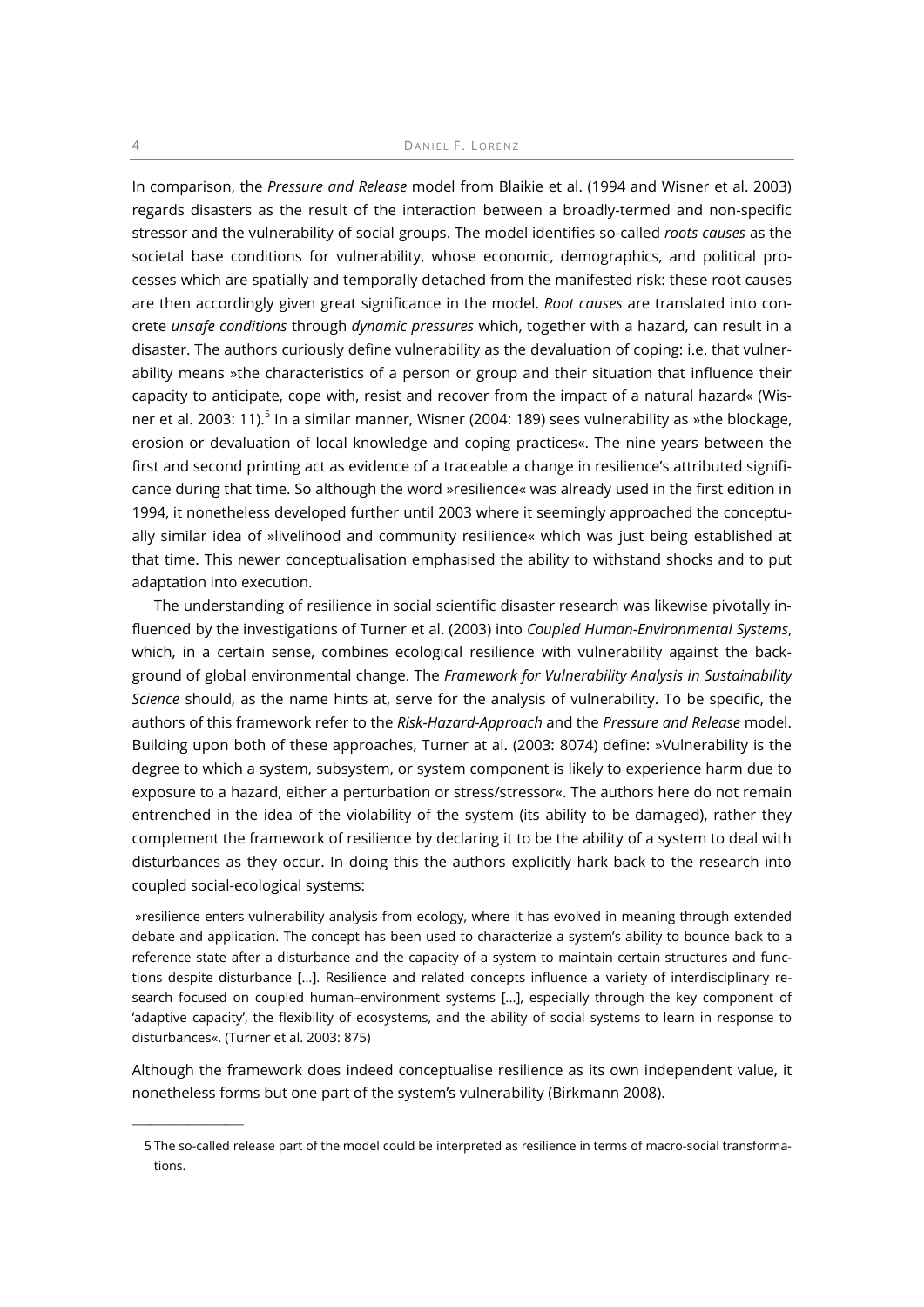In comparison, the *Pressure and Release* model from Blaikie et al. (1994 and Wisner et al. 2003) regards disasters as the result of the interaction between a broadly-termed and non-specific stressor and the vulnerability of social groups. The model identifies so-called *roots causes* as the societal base conditions for vulnerability, whose economic, demographics, and political processes which are spatially and temporally detached from the manifested risk: these root causes are then accordingly given great significance in the model. *Root causes* are translated into concrete *unsafe conditions* through *dynamic pressures* which, together with a hazard, can result in a disaster. The authors curiously define vulnerability as the devaluation of coping: i.e. that vulnerability means »the characteristics of a person or group and their situation that influence their capacity to anticipate, cope with, resist and recover from the impact of a natural hazard« (Wisner et al. 2003: 11).[5] In a similar manner, Wisner (2004: 189) sees vulnerability as »the blockage, erosion or devaluation of local knowledge and coping practices«. The nine years between the first and second printing act as evidence of a traceable a change in resilience's attributed significance during that time. So although the word »resilience« was already used in the first edition in 1994, it nonetheless developed further until 2003 where it seemingly approached the conceptually similar idea of »livelihood and community resilience« which was just being established at that time. This newer conceptualisation emphasised the ability to withstand shocks and to put adaptation into execution.

The understanding of resilience in social scientific disaster research was likewise pivotally influenced by the investigations of Turner et al. (2003) into *Coupled Human-Environmental Systems*, which, in a certain sense, combines ecological resilience with vulnerability against the background of global environmental change. The *Framework for Vulnerability Analysis in Sustainability Science* should, as the name hints at, serve for the analysis of vulnerability. To be specific, the authors of this framework refer to the *Risk-Hazard-Approach* and the *Pressure and Release* model. Building upon both of these approaches, Turner at al. (2003: 8074) define: »Vulnerability is the degree to which a system, subsystem, or system component is likely to experience harm due to exposure to a hazard, either a perturbation or stress/stressor«. The authors here do not remain entrenched in the idea of the violability of the system (its ability to be damaged), rather they complement the framework of resilience by declaring it to be the ability of a system to deal with disturbances as they occur. In doing this the authors explicitly hark back to the research into coupled social-ecological systems:

> »resilience enters vulnerability analysis from ecology, where it has evolved in meaning through extended debate and application. The concept has been used to characterize a system's ability to bounce back to a reference state after a disturbance and the capacity of a system to maintain certain structures and functions despite disturbance [...]. Resilience and related concepts influence a variety of interdisciplinary research focused on coupled human–environment systems [...], especially through the key component of 'adaptive capacity', the flexibility of ecosystems, and the ability of social systems to learn in response to disturbances«. (Turner et al. 2003: 875)

Although the framework does indeed conceptualise resilience as its own independent value, it nonetheless forms but one part of the system's vulnerability (Birkmann 2008).

---

5 The so-called release part of the model could be interpreted as resilience in terms of macro-social transformations.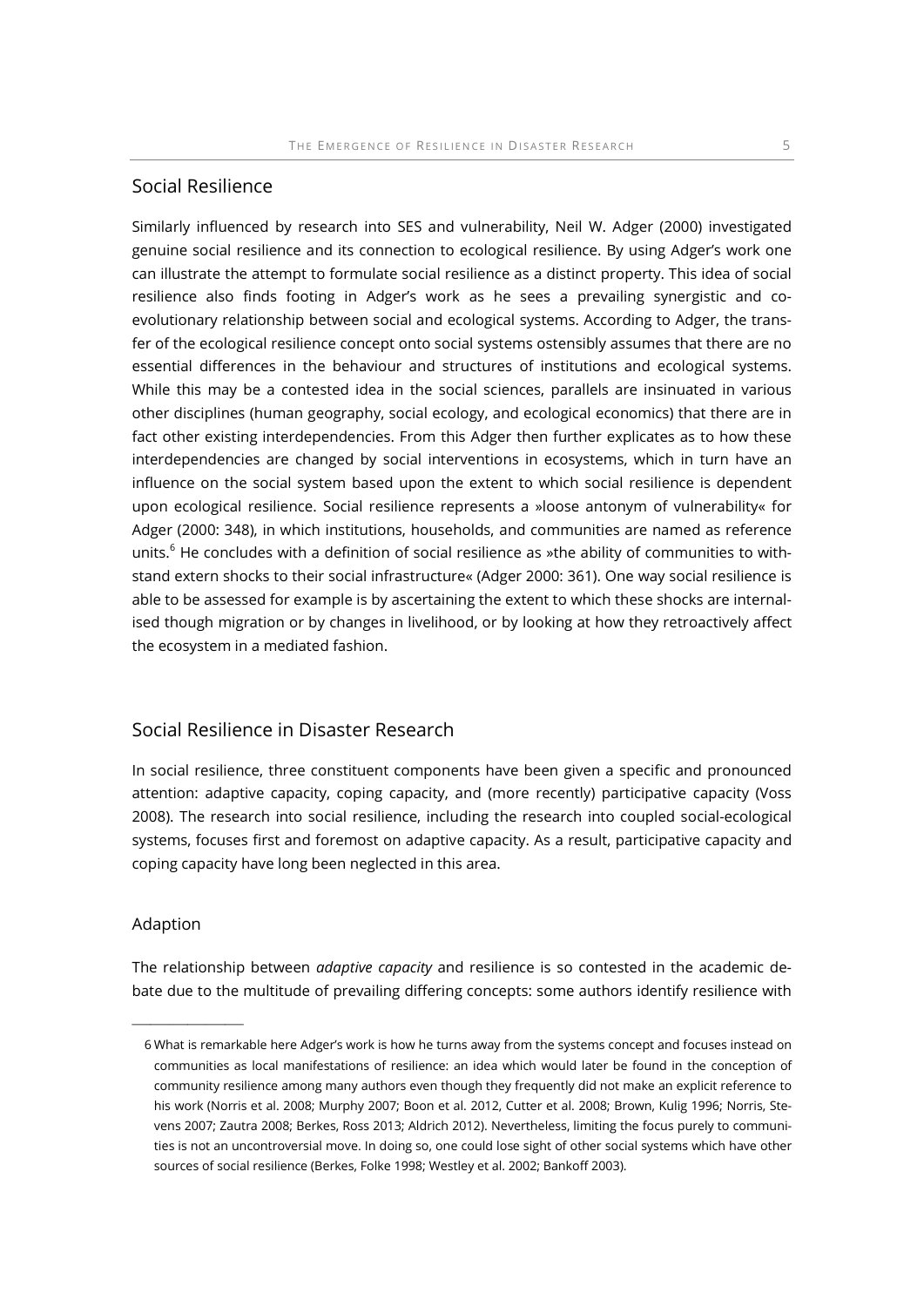## Social Resilience

Similarly influenced by research into SES and vulnerability, Neil W. Adger (2000) investigated genuine social resilience and its connection to ecological resilience. By using Adger's work one can illustrate the attempt to formulate social resilience as a distinct property. This idea of social resilience also finds footing in Adger's work as he sees a prevailing synergistic and co-evolutionary relationship between social and ecological systems. According to Adger, the transfer of the ecological resilience concept onto social systems ostensibly assumes that there are no essential differences in the behaviour and structures of institutions and ecological systems. While this may be a contested idea in the social sciences, parallels are insinuated in various other disciplines (human geography, social ecology, and ecological economics) that there are in fact other existing interdependencies. From this Adger then further explicates as to how these interdependencies are changed by social interventions in ecosystems, which in turn have an influence on the social system based upon the extent to which social resilience is dependent upon ecological resilience. Social resilience represents a »loose antonym of vulnerability« for Adger (2000: 348), in which institutions, households, and communities are named as reference units.[6] He concludes with a definition of social resilience as »the ability of communities to withstand extern shocks to their social infrastructure« (Adger 2000: 361). One way social resilience is able to be assessed for example is by ascertaining the extent to which these shocks are internalised though migration or by changes in livelihood, or by looking at how they retroactively affect the ecosystem in a mediated fashion.

## Social Resilience in Disaster Research

In social resilience, three constituent components have been given a specific and pronounced attention: adaptive capacity, coping capacity, and (more recently) participative capacity (Voss 2008). The research into social resilience, including the research into coupled social-ecological systems, focuses first and foremost on adaptive capacity. As a result, participative capacity and coping capacity have long been neglected in this area.

### Adaption

The relationship between *adaptive capacity* and resilience is so contested in the academic debate due to the multitude of prevailing differing concepts: some authors identify resilience with

---

6 What is remarkable here Adger's work is how he turns away from the systems concept and focuses instead on communities as local manifestations of resilience: an idea which would later be found in the conception of community resilience among many authors even though they frequently did not make an explicit reference to his work (Norris et al. 2008; Murphy 2007; Boon et al. 2012, Cutter et al. 2008; Brown, Kulig 1996; Norris, Stevens 2007; Zautra 2008; Berkes, Ross 2013; Aldrich 2012). Nevertheless, limiting the focus purely to communities is not an uncontroversial move. In doing so, one could lose sight of other social systems which have other sources of social resilience (Berkes, Folke 1998; Westley et al. 2002; Bankoff 2003).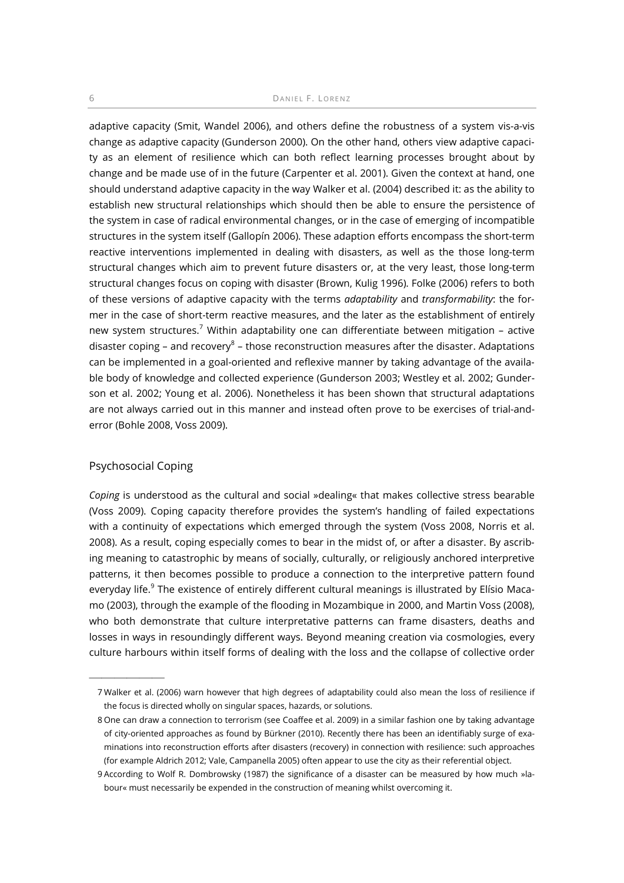adaptive capacity (Smit, Wandel 2006), and others define the robustness of a system vis-a-vis change as adaptive capacity (Gunderson 2000). On the other hand, others view adaptive capacity as an element of resilience which can both reflect learning processes brought about by change and be made use of in the future (Carpenter et al. 2001). Given the context at hand, one should understand adaptive capacity in the way Walker et al. (2004) described it: as the ability to establish new structural relationships which should then be able to ensure the persistence of the system in case of radical environmental changes, or in the case of emerging of incompatible structures in the system itself (Gallopín 2006). These adaption efforts encompass the short-term reactive interventions implemented in dealing with disasters, as well as the those long-term structural changes which aim to prevent future disasters or, at the very least, those long-term structural changes focus on coping with disaster (Brown, Kulig 1996). Folke (2006) refers to both of these versions of adaptive capacity with the terms *adaptability* and *transformability*: the former in the case of short-term reactive measures, and the later as the establishment of entirely new system structures.[7] Within adaptability one can differentiate between mitigation – active disaster coping – and recovery[8] – those reconstruction measures after the disaster. Adaptations can be implemented in a goal-oriented and reflexive manner by taking advantage of the available body of knowledge and collected experience (Gunderson 2003; Westley et al. 2002; Gunderson et al. 2002; Young et al. 2006). Nonetheless it has been shown that structural adaptations are not always carried out in this manner and instead often prove to be exercises of trial-and-error (Bohle 2008, Voss 2009).

## Psychosocial Coping

*Coping* is understood as the cultural and social »dealing« that makes collective stress bearable (Voss 2009). Coping capacity therefore provides the system's handling of failed expectations with a continuity of expectations which emerged through the system (Voss 2008, Norris et al. 2008). As a result, coping especially comes to bear in the midst of, or after a disaster. By ascribing meaning to catastrophic by means of socially, culturally, or religiously anchored interpretive patterns, it then becomes possible to produce a connection to the interpretive pattern found everyday life.[9] The existence of entirely different cultural meanings is illustrated by Elísio Macamo (2003), through the example of the flooding in Mozambique in 2000, and Martin Voss (2008), who both demonstrate that culture interpretative patterns can frame disasters, deaths and losses in ways in resoundingly different ways. Beyond meaning creation via cosmologies, every culture harbours within itself forms of dealing with the loss and the collapse of collective order

---

7 Walker et al. (2006) warn however that high degrees of adaptability could also mean the loss of resilience if the focus is directed wholly on singular spaces, hazards, or solutions.

8 One can draw a connection to terrorism (see Coaffee et al. 2009) in a similar fashion one by taking advantage of city-oriented approaches as found by Bürkner (2010). Recently there has been an identifiably surge of examinations into reconstruction efforts after disasters (recovery) in connection with resilience: such approaches (for example Aldrich 2012; Vale, Campanella 2005) often appear to use the city as their referential object.

9 According to Wolf R. Dombrowsky (1987) the significance of a disaster can be measured by how much »labour« must necessarily be expended in the construction of meaning whilst overcoming it.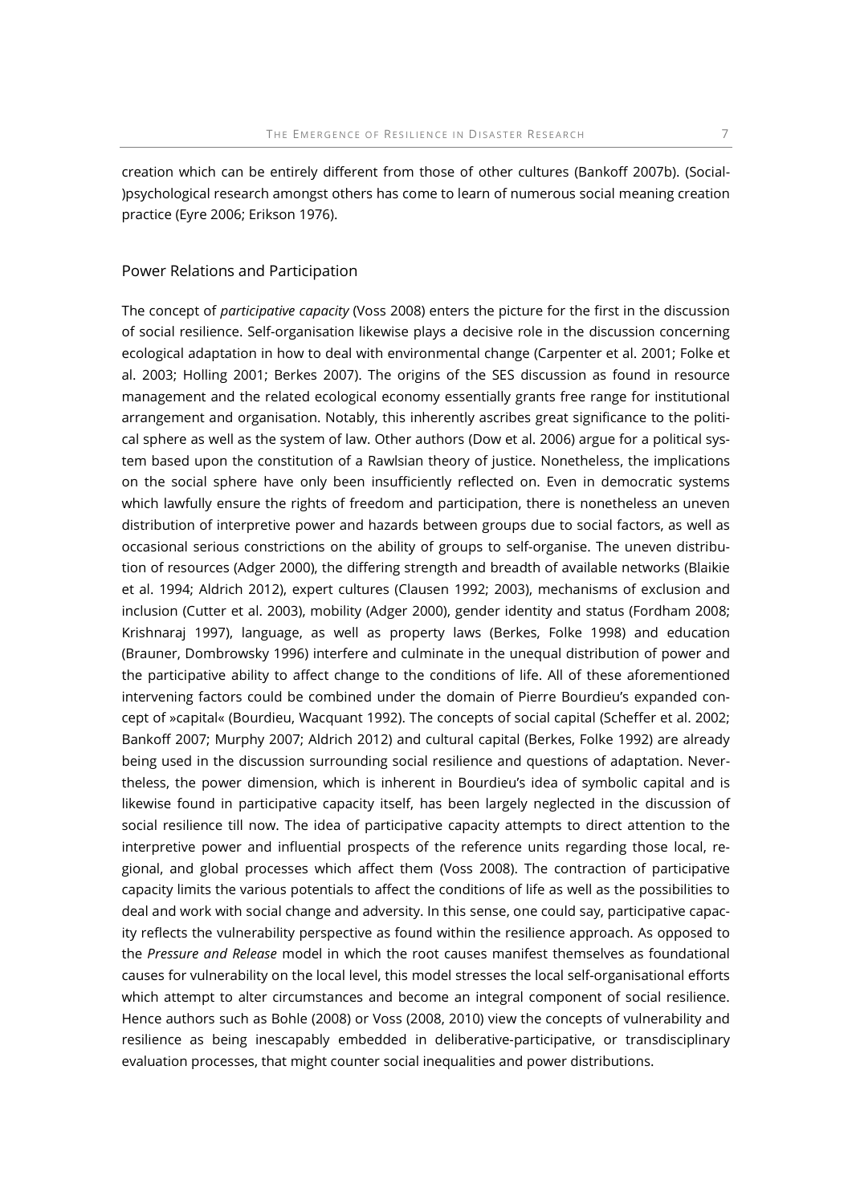creation which can be entirely different from those of other cultures (Bankoff 2007b). (Social-)psychological research amongst others has come to learn of numerous social meaning creation practice (Eyre 2006; Erikson 1976).

## Power Relations and Participation

The concept of *participative capacity* (Voss 2008) enters the picture for the first in the discussion of social resilience. Self-organisation likewise plays a decisive role in the discussion concerning ecological adaptation in how to deal with environmental change (Carpenter et al. 2001; Folke et al. 2003; Holling 2001; Berkes 2007). The origins of the SES discussion as found in resource management and the related ecological economy essentially grants free range for institutional arrangement and organisation. Notably, this inherently ascribes great significance to the political sphere as well as the system of law. Other authors (Dow et al. 2006) argue for a political system based upon the constitution of a Rawlsian theory of justice. Nonetheless, the implications on the social sphere have only been insufficiently reflected on. Even in democratic systems which lawfully ensure the rights of freedom and participation, there is nonetheless an uneven distribution of interpretive power and hazards between groups due to social factors, as well as occasional serious constrictions on the ability of groups to self-organise. The uneven distribution of resources (Adger 2000), the differing strength and breadth of available networks (Blaikie et al. 1994; Aldrich 2012), expert cultures (Clausen 1992; 2003), mechanisms of exclusion and inclusion (Cutter et al. 2003), mobility (Adger 2000), gender identity and status (Fordham 2008; Krishnaraj 1997), language, as well as property laws (Berkes, Folke 1998) and education (Brauner, Dombrowsky 1996) interfere and culminate in the unequal distribution of power and the participative ability to affect change to the conditions of life. All of these aforementioned intervening factors could be combined under the domain of Pierre Bourdieu's expanded concept of »capital« (Bourdieu, Wacquant 1992). The concepts of social capital (Scheffer et al. 2002; Bankoff 2007; Murphy 2007; Aldrich 2012) and cultural capital (Berkes, Folke 1992) are already being used in the discussion surrounding social resilience and questions of adaptation. Nevertheless, the power dimension, which is inherent in Bourdieu's idea of symbolic capital and is likewise found in participative capacity itself, has been largely neglected in the discussion of social resilience till now. The idea of participative capacity attempts to direct attention to the interpretive power and influential prospects of the reference units regarding those local, regional, and global processes which affect them (Voss 2008). The contraction of participative capacity limits the various potentials to affect the conditions of life as well as the possibilities to deal and work with social change and adversity. In this sense, one could say, participative capacity reflects the vulnerability perspective as found within the resilience approach. As opposed to the *Pressure and Release* model in which the root causes manifest themselves as foundational causes for vulnerability on the local level, this model stresses the local self-organisational efforts which attempt to alter circumstances and become an integral component of social resilience. Hence authors such as Bohle (2008) or Voss (2008, 2010) view the concepts of vulnerability and resilience as being inescapably embedded in deliberative-participative, or transdisciplinary evaluation processes, that might counter social inequalities and power distributions.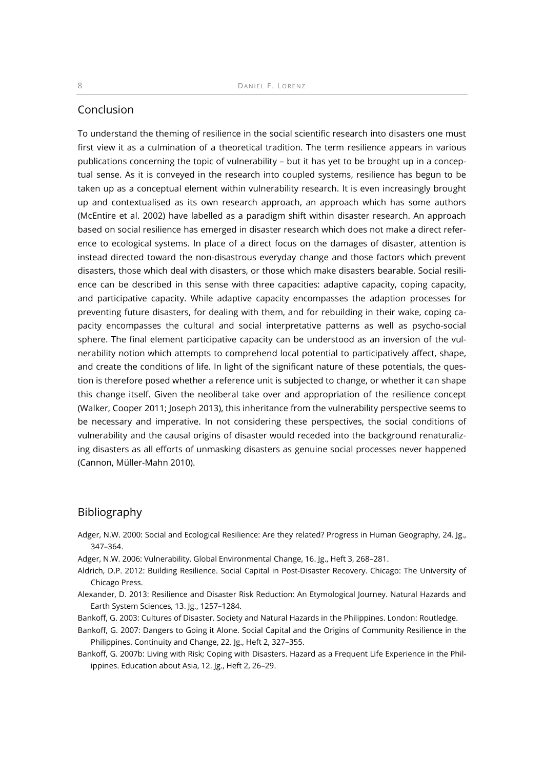## Conclusion

To understand the theming of resilience in the social scientific research into disasters one must first view it as a culmination of a theoretical tradition. The term resilience appears in various publications concerning the topic of vulnerability – but it has yet to be brought up in a conceptual sense. As it is conveyed in the research into coupled systems, resilience has begun to be taken up as a conceptual element within vulnerability research. It is even increasingly brought up and contextualised as its own research approach, an approach which has some authors (McEntire et al. 2002) have labelled as a paradigm shift within disaster research. An approach based on social resilience has emerged in disaster research which does not make a direct reference to ecological systems. In place of a direct focus on the damages of disaster, attention is instead directed toward the non-disastrous everyday change and those factors which prevent disasters, those which deal with disasters, or those which make disasters bearable. Social resilience can be described in this sense with three capacities: adaptive capacity, coping capacity, and participative capacity. While adaptive capacity encompasses the adaption processes for preventing future disasters, for dealing with them, and for rebuilding in their wake, coping capacity encompasses the cultural and social interpretative patterns as well as psycho-social sphere. The final element participative capacity can be understood as an inversion of the vulnerability notion which attempts to comprehend local potential to participatively affect, shape, and create the conditions of life. In light of the significant nature of these potentials, the question is therefore posed whether a reference unit is subjected to change, or whether it can shape this change itself. Given the neoliberal take over and appropriation of the resilience concept (Walker, Cooper 2011; Joseph 2013), this inheritance from the vulnerability perspective seems to be necessary and imperative. In not considering these perspectives, the social conditions of vulnerability and the causal origins of disaster would receded into the background renaturalizing disasters as all efforts of unmasking disasters as genuine social processes never happened (Cannon, Müller-Mahn 2010).

## Bibliography

Adger, N.W. 2000: Social and Ecological Resilience: Are they related? Progress in Human Geography, 24. Jg., 347–364.

Adger, N.W. 2006: Vulnerability. Global Environmental Change, 16. Jg., Heft 3, 268–281.

Aldrich, D.P. 2012: Building Resilience. Social Capital in Post-Disaster Recovery. Chicago: The University of Chicago Press.

Alexander, D. 2013: Resilience and Disaster Risk Reduction: An Etymological Journey. Natural Hazards and Earth System Sciences, 13. Jg., 1257–1284.

Bankoff, G. 2003: Cultures of Disaster. Society and Natural Hazards in the Philippines. London: Routledge.

Bankoff, G. 2007: Dangers to Going it Alone. Social Capital and the Origins of Community Resilience in the Philippines. Continuity and Change, 22. Jg., Heft 2, 327–355.

Bankoff, G. 2007b: Living with Risk; Coping with Disasters. Hazard as a Frequent Life Experience in the Philippines. Education about Asia, 12. Jg., Heft 2, 26–29.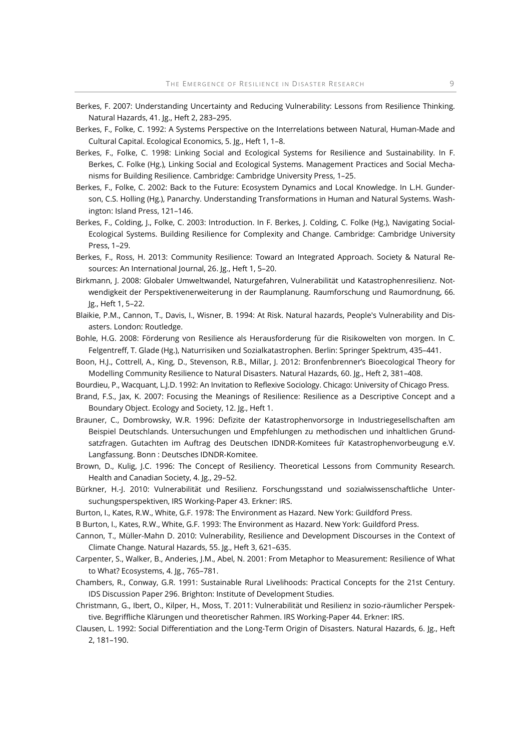Berkes, F. 2007: Understanding Uncertainty and Reducing Vulnerability: Lessons from Resilience Thinking. Natural Hazards, 41. Jg., Heft 2, 283–295.

Berkes, F., Folke, C. 1992: A Systems Perspective on the Interrelations between Natural, Human-Made and Cultural Capital. Ecological Economics, 5. Jg., Heft 1, 1–8.

Berkes, F., Folke, C. 1998: Linking Social and Ecological Systems for Resilience and Sustainability. In F. Berkes, C. Folke (Hg.), Linking Social and Ecological Systems. Management Practices and Social Mechanisms for Building Resilience. Cambridge: Cambridge University Press, 1–25.

Berkes, F., Folke, C. 2002: Back to the Future: Ecosystem Dynamics and Local Knowledge. In L.H. Gunderson, C.S. Holling (Hg.), Panarchy. Understanding Transformations in Human and Natural Systems. Washington: Island Press, 121–146.

Berkes, F., Colding, J., Folke, C. 2003: Introduction. In F. Berkes, J. Colding, C. Folke (Hg.), Navigating Social-Ecological Systems. Building Resilience for Complexity and Change. Cambridge: Cambridge University Press, 1–29.

Berkes, F., Ross, H. 2013: Community Resilience: Toward an Integrated Approach. Society & Natural Resources: An International Journal, 26. Jg., Heft 1, 5–20.

Birkmann, J. 2008: Globaler Umweltwandel, Naturgefahren, Vulnerabilität und Katastrophenresilienz. Notwendigkeit der Perspektivenerweiterung in der Raumplanung. Raumforschung und Raumordnung, 66. Jg., Heft 1, 5–22.

Blaikie, P.M., Cannon, T., Davis, I., Wisner, B. 1994: At Risk. Natural hazards, People's Vulnerability and Disasters. London: Routledge.

Bohle, H.G. 2008: Förderung von Resilience als Herausforderung für die Risikowelten von morgen. In C. Felgentreff, T. Glade (Hg.), Naturrisiken und Sozialkatastrophen. Berlin: Springer Spektrum, 435–441.

Boon, H.J., Cottrell, A., King, D., Stevenson, R.B., Millar, J. 2012: Bronfenbrenner's Bioecological Theory for Modelling Community Resilience to Natural Disasters. Natural Hazards, 60. Jg., Heft 2, 381–408.

Bourdieu, P., Wacquant, L.J.D. 1992: An Invitation to Reflexive Sociology. Chicago: University of Chicago Press.

Brand, F.S., Jax, K. 2007: Focusing the Meanings of Resilience: Resilience as a Descriptive Concept and a Boundary Object. Ecology and Society, 12. Jg., Heft 1.

Brauner, C., Dombrowsky, W.R. 1996: Defizite der Katastrophenvorsorge in Industriegesellschaften am Beispiel Deutschlands. Untersuchungen und Empfehlungen zu methodischen und inhaltlichen Grundsatzfragen. Gutachten im Auftrag des Deutschen IDNDR-Komitees für Katastrophenvorbeugung e.V. Langfassung. Bonn : Deutsches IDNDR-Komitee.

Brown, D., Kulig, J.C. 1996: The Concept of Resiliency. Theoretical Lessons from Community Research. Health and Canadian Society, 4. Jg., 29–52.

Bürkner, H.-J. 2010: Vulnerabilität und Resilienz. Forschungsstand und sozialwissenschaftliche Untersuchungsperspektiven, IRS Working-Paper 43. Erkner: IRS.

Burton, I., Kates, R.W., White, G.F. 1978: The Environment as Hazard. New York: Guildford Press.

B Burton, I., Kates, R.W., White, G.F. 1993: The Environment as Hazard. New York: Guildford Press.

Cannon, T., Müller-Mahn D. 2010: Vulnerability, Resilience and Development Discourses in the Context of Climate Change. Natural Hazards, 55. Jg., Heft 3, 621–635.

Carpenter, S., Walker, B., Anderies, J.M., Abel, N. 2001: From Metaphor to Measurement: Resilience of What to What? Ecosystems, 4. Jg., 765–781.

Chambers, R., Conway, G.R. 1991: Sustainable Rural Livelihoods: Practical Concepts for the 21st Century. IDS Discussion Paper 296. Brighton: Institute of Development Studies.

Christmann, G., Ibert, O., Kilper, H., Moss, T. 2011: Vulnerabilität und Resilienz in sozio-räumlicher Perspektive. Begriffliche Klärungen und theoretischer Rahmen. IRS Working-Paper 44. Erkner: IRS.

Clausen, L. 1992: Social Differentiation and the Long-Term Origin of Disasters. Natural Hazards, 6. Jg., Heft 2, 181–190.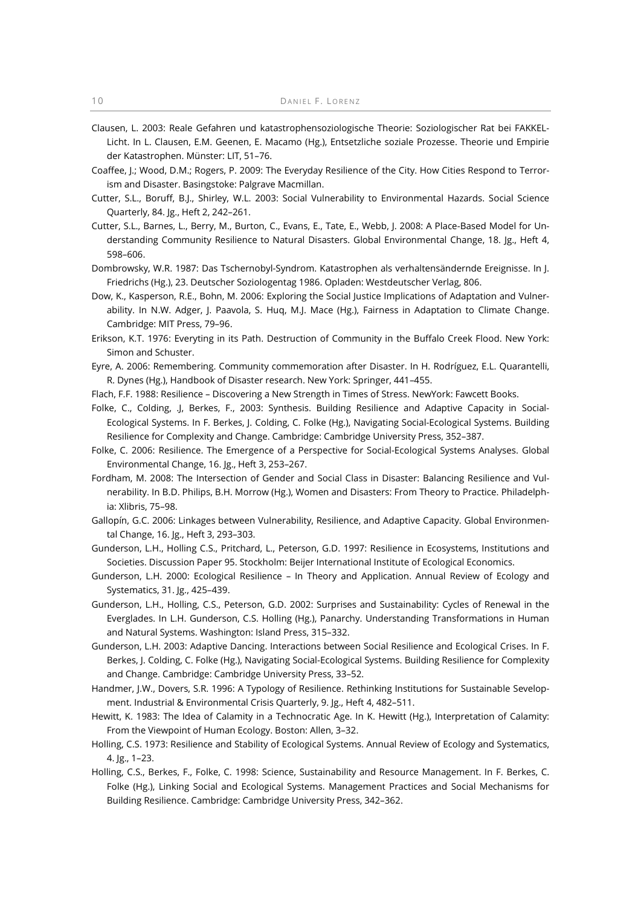Clausen, L. 2003: Reale Gefahren und katastrophensoziologische Theorie: Soziologischer Rat bei FAKKEL-Licht. In L. Clausen, E.M. Geenen, E. Macamo (Hg.), Entsetzliche soziale Prozesse. Theorie und Empirie der Katastrophen. Münster: LIT, 51–76.

Coaffee, J.; Wood, D.M.; Rogers, P. 2009: The Everyday Resilience of the City. How Cities Respond to Terrorism and Disaster. Basingstoke: Palgrave Macmillan.

Cutter, S.L., Boruff, B.J., Shirley, W.L. 2003: Social Vulnerability to Environmental Hazards. Social Science Quarterly, 84. Jg., Heft 2, 242–261.

Cutter, S.L., Barnes, L., Berry, M., Burton, C., Evans, E., Tate, E., Webb, J. 2008: A Place-Based Model for Understanding Community Resilience to Natural Disasters. Global Environmental Change, 18. Jg., Heft 4, 598–606.

Dombrowsky, W.R. 1987: Das Tschernobyl-Syndrom. Katastrophen als verhaltensändernde Ereignisse. In J. Friedrichs (Hg.), 23. Deutscher Soziologentag 1986. Opladen: Westdeutscher Verlag, 806.

Dow, K., Kasperson, R.E., Bohn, M. 2006: Exploring the Social Justice Implications of Adaptation and Vulnerability. In N.W. Adger, J. Paavola, S. Huq, M.J. Mace (Hg.), Fairness in Adaptation to Climate Change. Cambridge: MIT Press, 79–96.

Erikson, K.T. 1976: Everyting in its Path. Destruction of Community in the Buffalo Creek Flood. New York: Simon and Schuster.

Eyre, A. 2006: Remembering. Community commemoration after Disaster. In H. Rodríguez, E.L. Quarantelli, R. Dynes (Hg.), Handbook of Disaster research. New York: Springer, 441–455.

Flach, F.F. 1988: Resilience – Discovering a New Strength in Times of Stress. NewYork: Fawcett Books.

Folke, C., Colding, .J, Berkes, F., 2003: Synthesis. Building Resilience and Adaptive Capacity in Social-Ecological Systems. In F. Berkes, J. Colding, C. Folke (Hg.), Navigating Social-Ecological Systems. Building Resilience for Complexity and Change. Cambridge: Cambridge University Press, 352–387.

Folke, C. 2006: Resilience. The Emergence of a Perspective for Social-Ecological Systems Analyses. Global Environmental Change, 16. Jg., Heft 3, 253–267.

Fordham, M. 2008: The Intersection of Gender and Social Class in Disaster: Balancing Resilience and Vulnerability. In B.D. Philips, B.H. Morrow (Hg.), Women and Disasters: From Theory to Practice. Philadelphia: Xlibris, 75–98.

Gallopín, G.C. 2006: Linkages between Vulnerability, Resilience, and Adaptive Capacity. Global Environmental Change, 16. Jg., Heft 3, 293–303.

Gunderson, L.H., Holling C.S., Pritchard, L., Peterson, G.D. 1997: Resilience in Ecosystems, Institutions and Societies. Discussion Paper 95. Stockholm: Beijer International Institute of Ecological Economics.

Gunderson, L.H. 2000: Ecological Resilience – In Theory and Application. Annual Review of Ecology and Systematics, 31. Jg., 425–439.

Gunderson, L.H., Holling, C.S., Peterson, G.D. 2002: Surprises and Sustainability: Cycles of Renewal in the Everglades. In L.H. Gunderson, C.S. Holling (Hg.), Panarchy. Understanding Transformations in Human and Natural Systems. Washington: Island Press, 315–332.

Gunderson, L.H. 2003: Adaptive Dancing. Interactions between Social Resilience and Ecological Crises. In F. Berkes, J. Colding, C. Folke (Hg.), Navigating Social-Ecological Systems. Building Resilience for Complexity and Change. Cambridge: Cambridge University Press, 33–52.

Handmer, J.W., Dovers, S.R. 1996: A Typology of Resilience. Rethinking Institutions for Sustainable Sevelopment. Industrial & Environmental Crisis Quarterly, 9. Jg., Heft 4, 482–511.

Hewitt, K. 1983: The Idea of Calamity in a Technocratic Age. In K. Hewitt (Hg.), Interpretation of Calamity: From the Viewpoint of Human Ecology. Boston: Allen, 3–32.

Holling, C.S. 1973: Resilience and Stability of Ecological Systems. Annual Review of Ecology and Systematics, 4. Jg., 1–23.

Holling, C.S., Berkes, F., Folke, C. 1998: Science, Sustainability and Resource Management. In F. Berkes, C. Folke (Hg.), Linking Social and Ecological Systems. Management Practices and Social Mechanisms for Building Resilience. Cambridge: Cambridge University Press, 342–362.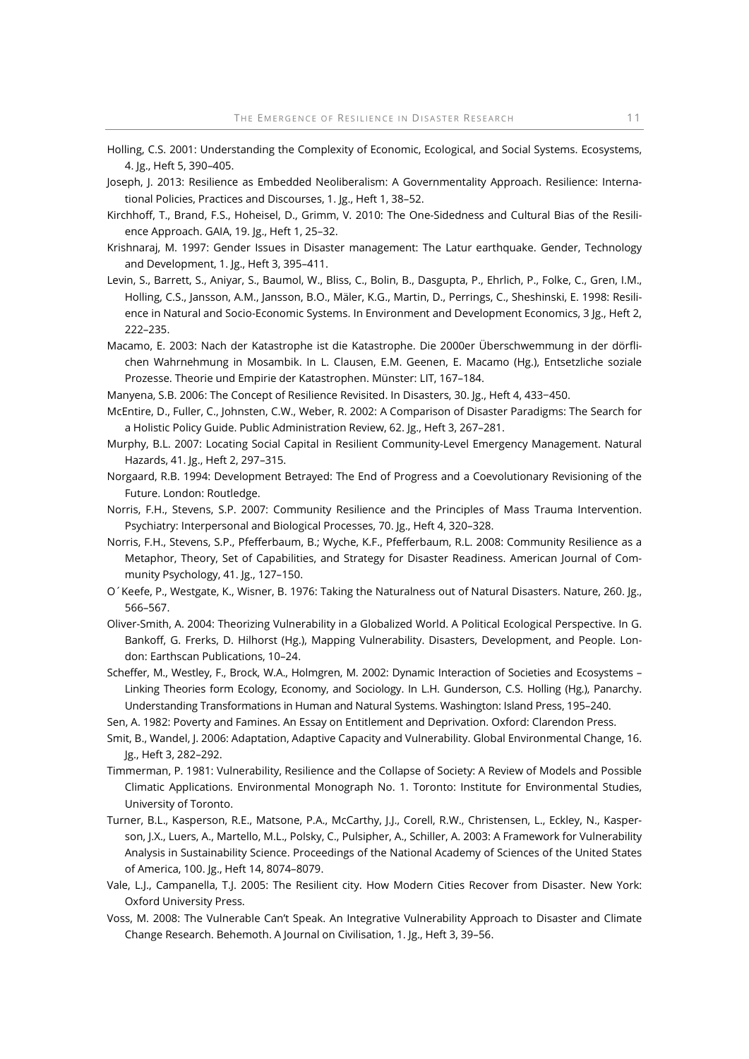Holling, C.S. 2001: Understanding the Complexity of Economic, Ecological, and Social Systems. Ecosystems, 4. Jg., Heft 5, 390–405.

Joseph, J. 2013: Resilience as Embedded Neoliberalism: A Governmentality Approach. Resilience: International Policies, Practices and Discourses, 1. Jg., Heft 1, 38–52.

Kirchhoff, T., Brand, F.S., Hoheisel, D., Grimm, V. 2010: The One-Sidedness and Cultural Bias of the Resilience Approach. GAIA, 19. Jg., Heft 1, 25–32.

Krishnaraj, M. 1997: Gender Issues in Disaster management: The Latur earthquake. Gender, Technology and Development, 1. Jg., Heft 3, 395–411.

Levin, S., Barrett, S., Aniyar, S., Baumol, W., Bliss, C., Bolin, B., Dasgupta, P., Ehrlich, P., Folke, C., Gren, I.M., Holling, C.S., Jansson, A.M., Jansson, B.O., Mäler, K.G., Martin, D., Perrings, C., Sheshinski, E. 1998: Resilience in Natural and Socio-Economic Systems. In Environment and Development Economics, 3 Jg., Heft 2, 222–235.

Macamo, E. 2003: Nach der Katastrophe ist die Katastrophe. Die 2000er Überschwemmung in der dörflichen Wahrnehmung in Mosambik. In L. Clausen, E.M. Geenen, E. Macamo (Hg.), Entsetzliche soziale Prozesse. Theorie und Empirie der Katastrophen. Münster: LIT, 167–184.

Manyena, S.B. 2006: The Concept of Resilience Revisited. In Disasters, 30. Jg., Heft 4, 433−450.

McEntire, D., Fuller, C., Johnsten, C.W., Weber, R. 2002: A Comparison of Disaster Paradigms: The Search for a Holistic Policy Guide. Public Administration Review, 62. Jg., Heft 3, 267–281.

Murphy, B.L. 2007: Locating Social Capital in Resilient Community-Level Emergency Management. Natural Hazards, 41. Jg., Heft 2, 297–315.

Norgaard, R.B. 1994: Development Betrayed: The End of Progress and a Coevolutionary Revisioning of the Future. London: Routledge.

Norris, F.H., Stevens, S.P. 2007: Community Resilience and the Principles of Mass Trauma Intervention. Psychiatry: Interpersonal and Biological Processes, 70. Jg., Heft 4, 320–328.

Norris, F.H., Stevens, S.P., Pfefferbaum, B.; Wyche, K.F., Pfefferbaum, R.L. 2008: Community Resilience as a Metaphor, Theory, Set of Capabilities, and Strategy for Disaster Readiness. American Journal of Community Psychology, 41. Jg., 127–150.

O´Keefe, P., Westgate, K., Wisner, B. 1976: Taking the Naturalness out of Natural Disasters. Nature, 260. Jg., 566–567.

Oliver-Smith, A. 2004: Theorizing Vulnerability in a Globalized World. A Political Ecological Perspective. In G. Bankoff, G. Frerks, D. Hilhorst (Hg.), Mapping Vulnerability. Disasters, Development, and People. London: Earthscan Publications, 10–24.

Scheffer, M., Westley, F., Brock, W.A., Holmgren, M. 2002: Dynamic Interaction of Societies and Ecosystems – Linking Theories form Ecology, Economy, and Sociology. In L.H. Gunderson, C.S. Holling (Hg.), Panarchy. Understanding Transformations in Human and Natural Systems. Washington: Island Press, 195–240.

Sen, A. 1982: Poverty and Famines. An Essay on Entitlement and Deprivation. Oxford: Clarendon Press.

Smit, B., Wandel, J. 2006: Adaptation, Adaptive Capacity and Vulnerability. Global Environmental Change, 16. Jg., Heft 3, 282–292.

Timmerman, P. 1981: Vulnerability, Resilience and the Collapse of Society: A Review of Models and Possible Climatic Applications. Environmental Monograph No. 1. Toronto: Institute for Environmental Studies, University of Toronto.

Turner, B.L., Kasperson, R.E., Matsone, P.A., McCarthy, J.J., Corell, R.W., Christensen, L., Eckley, N., Kasperson, J.X., Luers, A., Martello, M.L., Polsky, C., Pulsipher, A., Schiller, A. 2003: A Framework for Vulnerability Analysis in Sustainability Science. Proceedings of the National Academy of Sciences of the United States of America, 100. Jg., Heft 14, 8074–8079.

Vale, L.J., Campanella, T.J. 2005: The Resilient city. How Modern Cities Recover from Disaster. New York: Oxford University Press.

Voss, M. 2008: The Vulnerable Can't Speak. An Integrative Vulnerability Approach to Disaster and Climate Change Research. Behemoth. A Journal on Civilisation, 1. Jg., Heft 3, 39–56.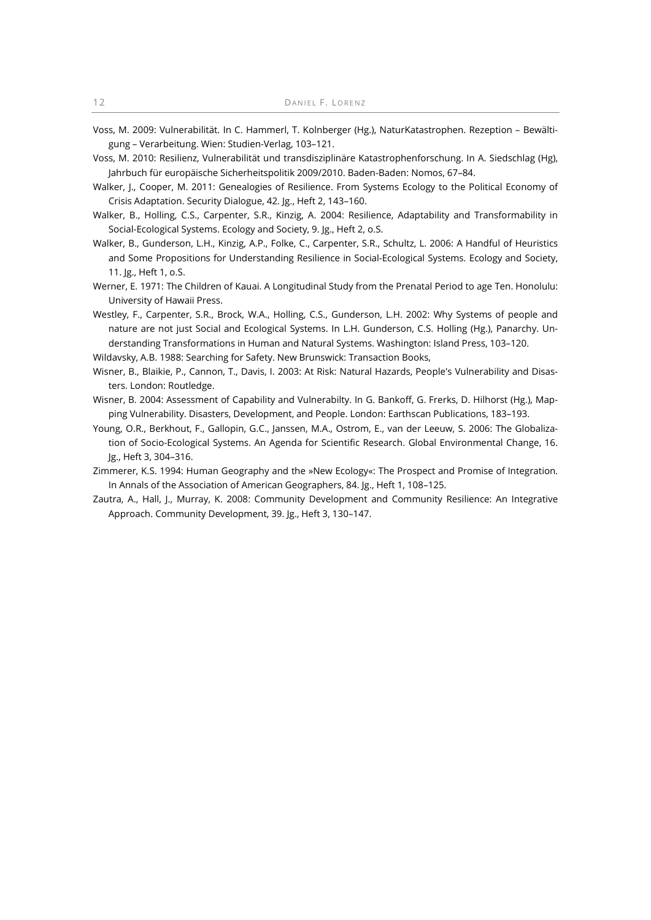Voss, M. 2009: Vulnerabilität. In C. Hammerl, T. Kolnberger (Hg.), NaturKatastrophen. Rezeption – Bewältigung – Verarbeitung. Wien: Studien-Verlag, 103–121.

Voss, M. 2010: Resilienz, Vulnerabilität und transdisziplinäre Katastrophenforschung. In A. Siedschlag (Hg), Jahrbuch für europäische Sicherheitspolitik 2009/2010. Baden-Baden: Nomos, 67–84.

Walker, J., Cooper, M. 2011: Genealogies of Resilience. From Systems Ecology to the Political Economy of Crisis Adaptation. Security Dialogue, 42. Jg., Heft 2, 143–160.

Walker, B., Holling, C.S., Carpenter, S.R., Kinzig, A. 2004: Resilience, Adaptability and Transformability in Social-Ecological Systems. Ecology and Society, 9. Jg., Heft 2, o.S.

Walker, B., Gunderson, L.H., Kinzig, A.P., Folke, C., Carpenter, S.R., Schultz, L. 2006: A Handful of Heuristics and Some Propositions for Understanding Resilience in Social-Ecological Systems. Ecology and Society, 11. Jg., Heft 1, o.S.

Werner, E. 1971: The Children of Kauai. A Longitudinal Study from the Prenatal Period to age Ten. Honolulu: University of Hawaii Press.

Westley, F., Carpenter, S.R., Brock, W.A., Holling, C.S., Gunderson, L.H. 2002: Why Systems of people and nature are not just Social and Ecological Systems. In L.H. Gunderson, C.S. Holling (Hg.), Panarchy. Understanding Transformations in Human and Natural Systems. Washington: Island Press, 103–120.

Wildavsky, A.B. 1988: Searching for Safety. New Brunswick: Transaction Books,

Wisner, B., Blaikie, P., Cannon, T., Davis, I. 2003: At Risk: Natural Hazards, People's Vulnerability and Disasters. London: Routledge.

Wisner, B. 2004: Assessment of Capability and Vulnerabilty. In G. Bankoff, G. Frerks, D. Hilhorst (Hg.), Mapping Vulnerability. Disasters, Development, and People. London: Earthscan Publications, 183–193.

Young, O.R., Berkhout, F., Gallopin, G.C., Janssen, M.A., Ostrom, E., van der Leeuw, S. 2006: The Globalization of Socio-Ecological Systems. An Agenda for Scientific Research. Global Environmental Change, 16. Jg., Heft 3, 304–316.

Zimmerer, K.S. 1994: Human Geography and the »New Ecology«: The Prospect and Promise of Integration. In Annals of the Association of American Geographers, 84. Jg., Heft 1, 108–125.

Zautra, A., Hall, J., Murray, K. 2008: Community Development and Community Resilience: An Integrative Approach. Community Development, 39. Jg., Heft 3, 130–147.